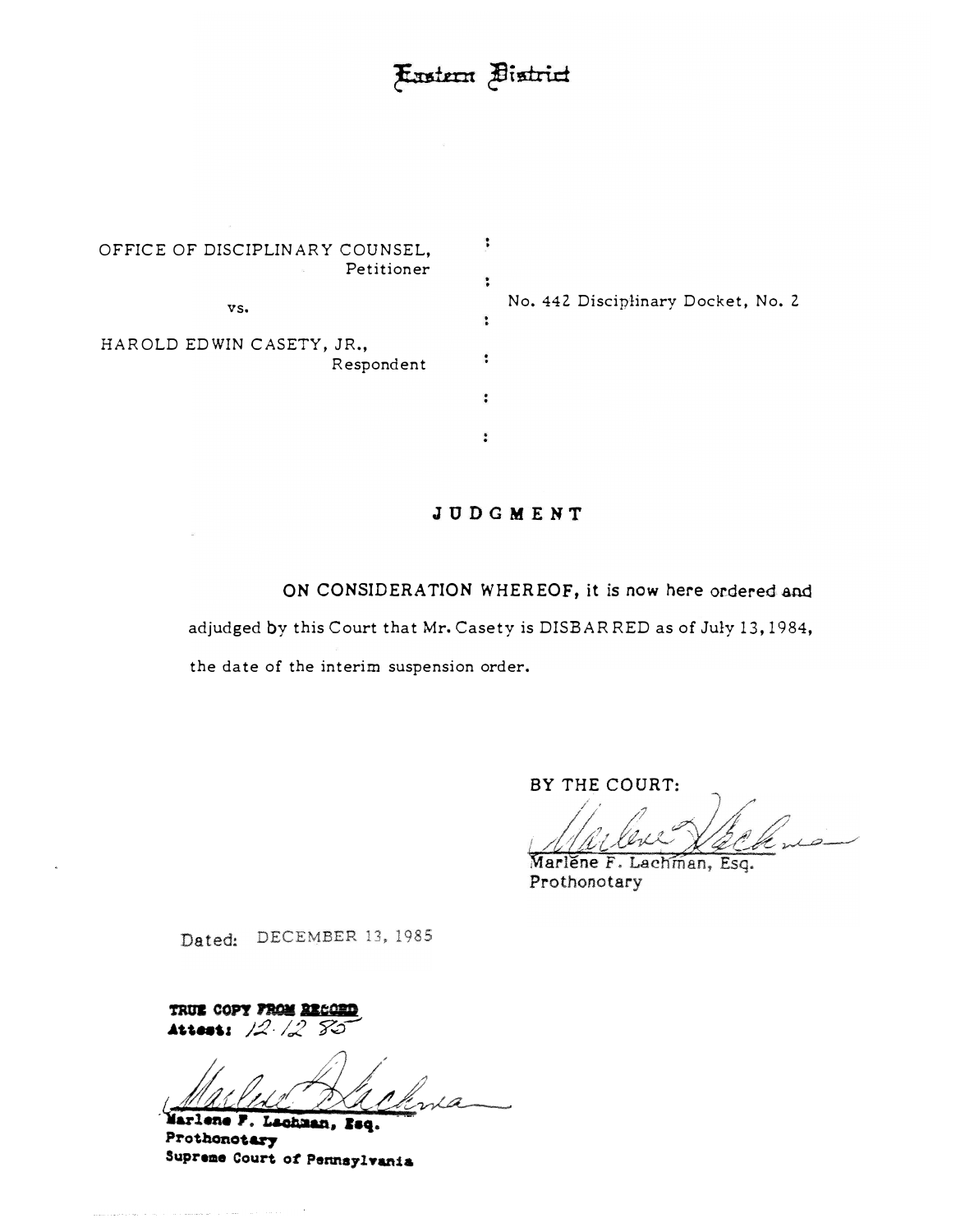Eastern District

OFFICE OF DISCIPLINARY COUNSEL,
Petitioner

vs.

HAROLD EDWIN CASETY, JR.,
Respondent

No. 442 Disciplinary Docket, No. 2

# JUDGMENT

ON CONSIDERATION WHEREOF, it is now here ordered and adjudged by this Court that Mr. Casety is DISBARRED as of July 13, 1984, the date of the interim suspension order.

BY THE COURT:

Marlene F. Lachman, Esq.
Prothonotary

Dated: DECEMBER 13, 1985

TRUE COPY FROM RECORD
Attest: 12.12.85

Marlene F. Lachman, Esq.
Prothonotary
Supreme Court of Pennsylvania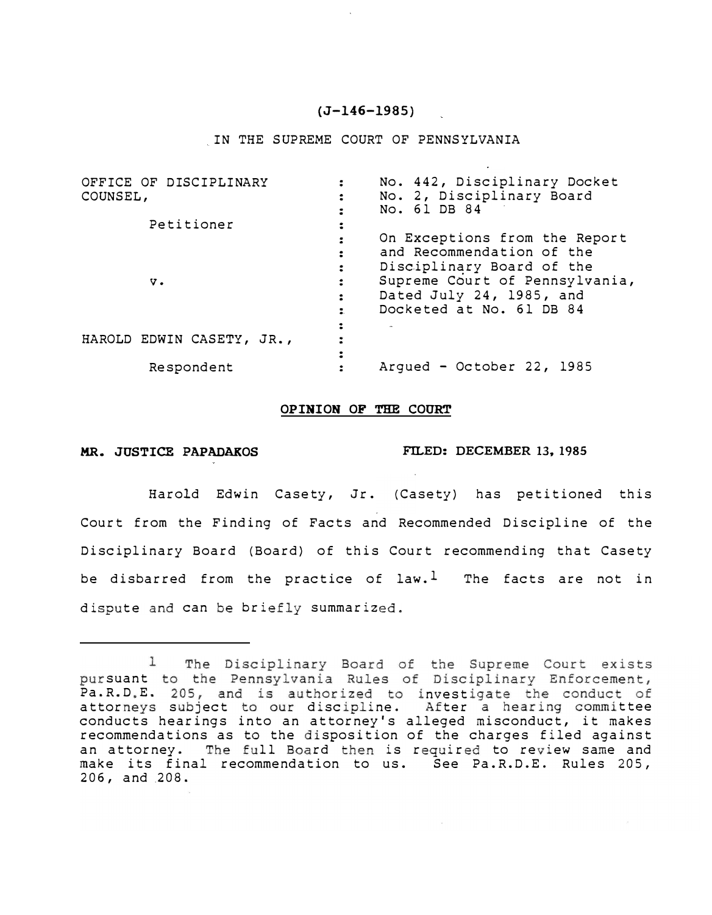(J-146-1985)

IN THE SUPREME COURT OF PENNSYLVANIA

| | | |
|---|---|---|
| OFFICE OF DISCIPLINARY COUNSEL, | : | No. 442, Disciplinary Docket No. 2, Disciplinary Board No. 61 DB 84 |
| Petitioner | : | |
| | : | On Exceptions from the Report and Recommendation of the Disciplinary Board of the Supreme Court of Pennsylvania, Dated July 24, 1985, and Docketed at No. 61 DB 84 |
| v. | : | |
| HAROLD EDWIN CASETY, JR., | : | |
| Respondent | : | Argued - October 22, 1985 |

**OPINION OF THE COURT**

**MR. JUSTICE PAPADAKOS** **FILED: DECEMBER 13, 1985**

Harold Edwin Casety, Jr. (Casety) has petitioned this Court from the Finding of Facts and Recommended Discipline of the Disciplinary Board (Board) of this Court recommending that Casety be disbarred from the practice of law.[1] The facts are not in dispute and can be briefly summarized.

---

[1] The Disciplinary Board of the Supreme Court exists pursuant to the Pennsylvania Rules of Disciplinary Enforcement, Pa.R.D.E. 205, and is authorized to investigate the conduct of attorneys subject to our discipline. After a hearing committee conducts hearings into an attorney's alleged misconduct, it makes recommendations as to the disposition of the charges filed against an attorney. The full Board then is required to review same and make its final recommendation to us. See Pa.R.D.E. Rules 205, 206, and 208.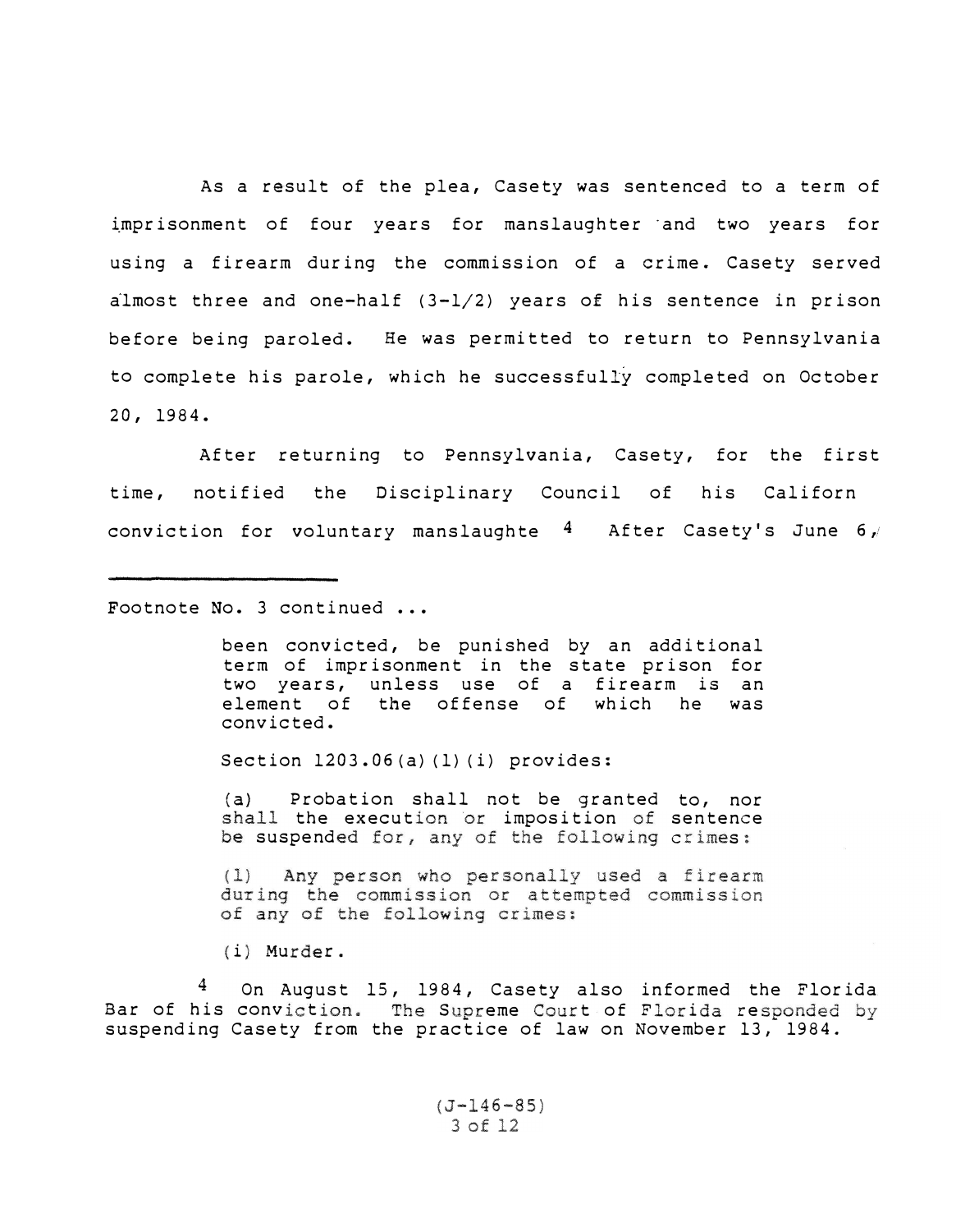As a result of the plea, Casety was sentenced to a term of imprisonment of four years for manslaughter and two years for using a firearm during the commission of a crime. Casety served almost three and one-half (3-1/2) years of his sentence in prison before being paroled. He was permitted to return to Pennsylvania to complete his parole, which he successfully completed on October 20, 1984.

After returning to Pennsylvania, Casety, for the first time, notified the Disciplinary Council of his Californ conviction for voluntary manslaughte [4] After Casety's June 6,

---

Footnote No. 3 continued ...

> been convicted, be punished by an additional term of imprisonment in the state prison for two years, unless use of a firearm is an element of the offense of which he was convicted.
>
> Section 1203.06(a)(1)(i) provides:
>
> (a) Probation shall not be granted to, nor shall the execution or imposition of sentence be suspended for, any of the following crimes:
>
> (1) Any person who personally used a firearm during the commission or attempted commission of any of the following crimes:
>
> (i) Murder.

[4] On August 15, 1984, Casety also informed the Florida Bar of his conviction. The Supreme Court of Florida responded by suspending Casety from the practice of law on November 13, 1984.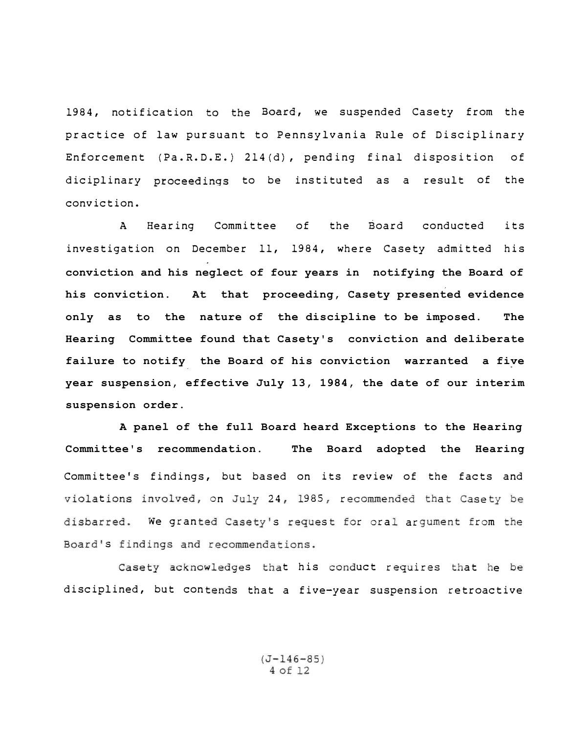1984, notification to the Board, we suspended Casety from the practice of law pursuant to Pennsylvania Rule of Disciplinary Enforcement (Pa.R.D.E.) 214(d), pending final disposition of diciplinary proceedings to be instituted as a result of the conviction.

A Hearing Committee of the Board conducted its investigation on December 11, 1984, where Casety admitted his conviction and his neglect of four years in notifying the Board of his conviction. At that proceeding, Casety presented evidence only as to the nature of the discipline to be imposed. The Hearing Committee found that Casety's conviction and deliberate failure to notify the Board of his conviction warranted a five year suspension, effective July 13, 1984, the date of our interim suspension order.

A panel of the full Board heard Exceptions to the Hearing Committee's recommendation. The Board adopted the Hearing Committee's findings, but based on its review of the facts and violations involved, on July 24, 1985, recommended that Casety be disbarred. We granted Casety's request for oral argument from the Board's findings and recommendations.

Casety acknowledges that his conduct requires that he be disciplined, but contends that a five-year suspension retroactive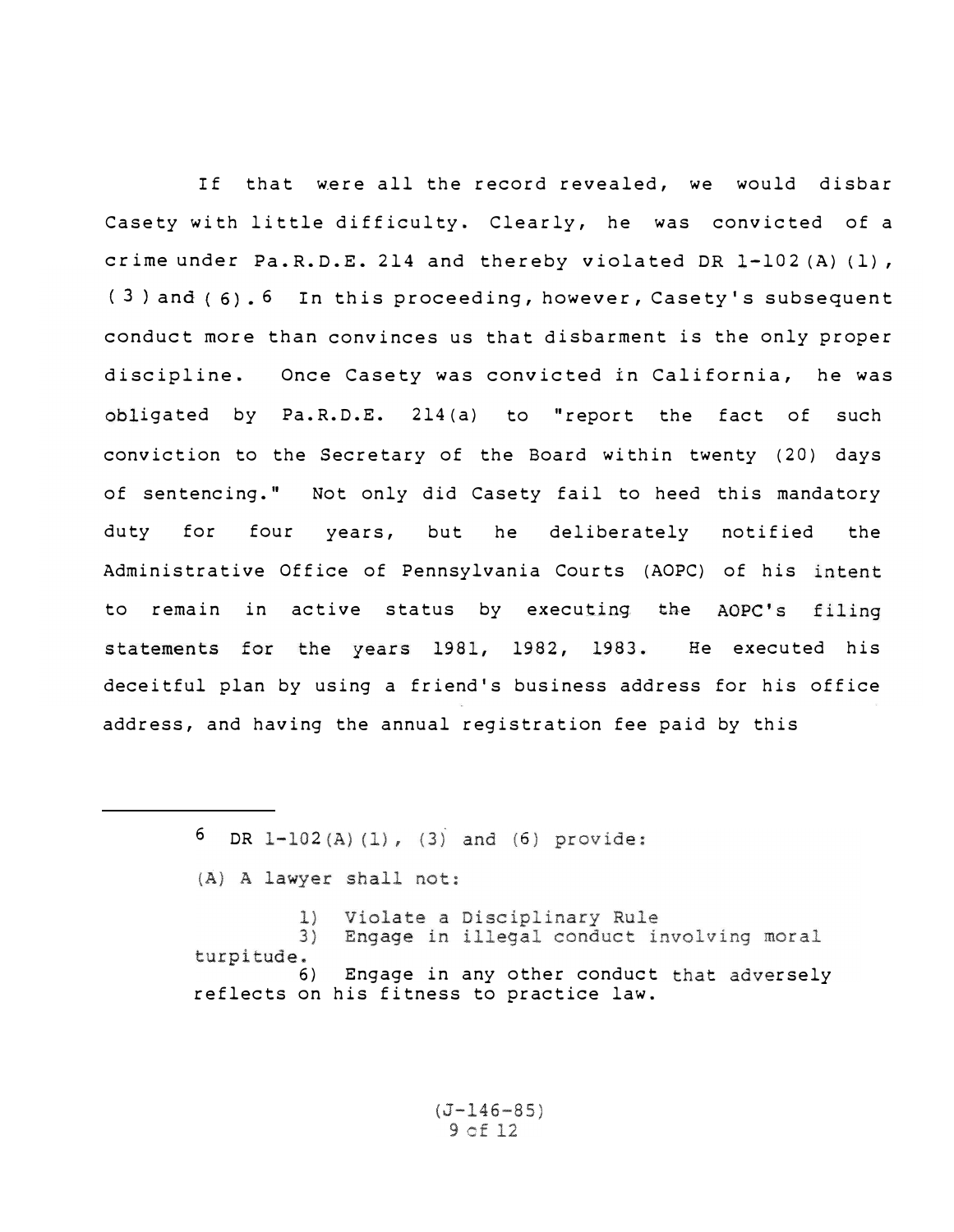If that were all the record revealed, we would disbar Casety with little difficulty. Clearly, he was convicted of a crime under Pa.R.D.E. 214 and thereby violated DR 1-102(A)(1), (3) and (6).[6] In this proceeding, however, Casety's subsequent conduct more than convinces us that disbarment is the only proper discipline. Once Casety was convicted in California, he was obligated by Pa.R.D.E. 214(a) to "report the fact of such conviction to the Secretary of the Board within twenty (20) days of sentencing." Not only did Casety fail to heed this mandatory duty for four years, but he deliberately notified the Administrative Office of Pennsylvania Courts (AOPC) of his intent to remain in active status by executing the AOPC's filing statements for the years 1981, 1982, 1983. He executed his deceitful plan by using a friend's business address for his office address, and having the annual registration fee paid by this

---

[6] DR 1-102(A)(1), (3) and (6) provide:

(A) A lawyer shall not:

1) Violate a Disciplinary Rule
3) Engage in illegal conduct involving moral turpitude.
6) Engage in any other conduct that adversely reflects on his fitness to practice law.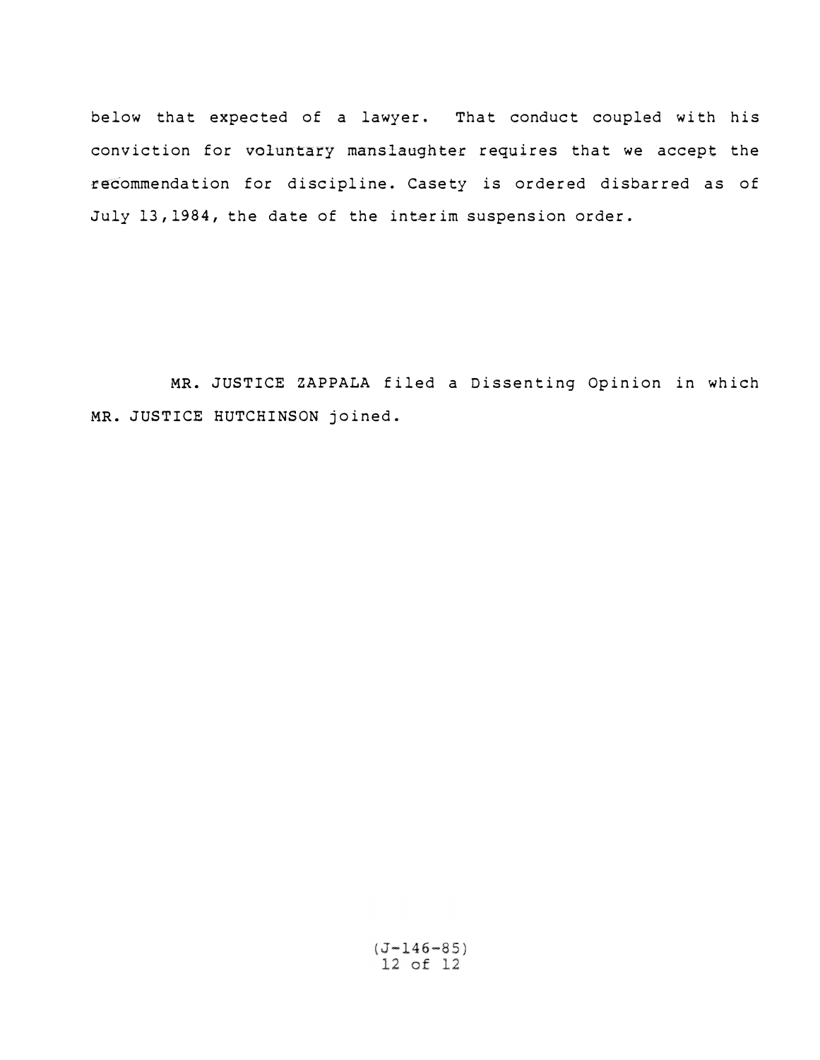below that expected of a lawyer. That conduct coupled with his conviction for voluntary manslaughter requires that we accept the recommendation for discipline. Casety is ordered disbarred as of July 13,1984, the date of the interim suspension order.

MR. JUSTICE ZAPPALA filed a Dissenting Opinion in which MR. JUSTICE HUTCHINSON joined.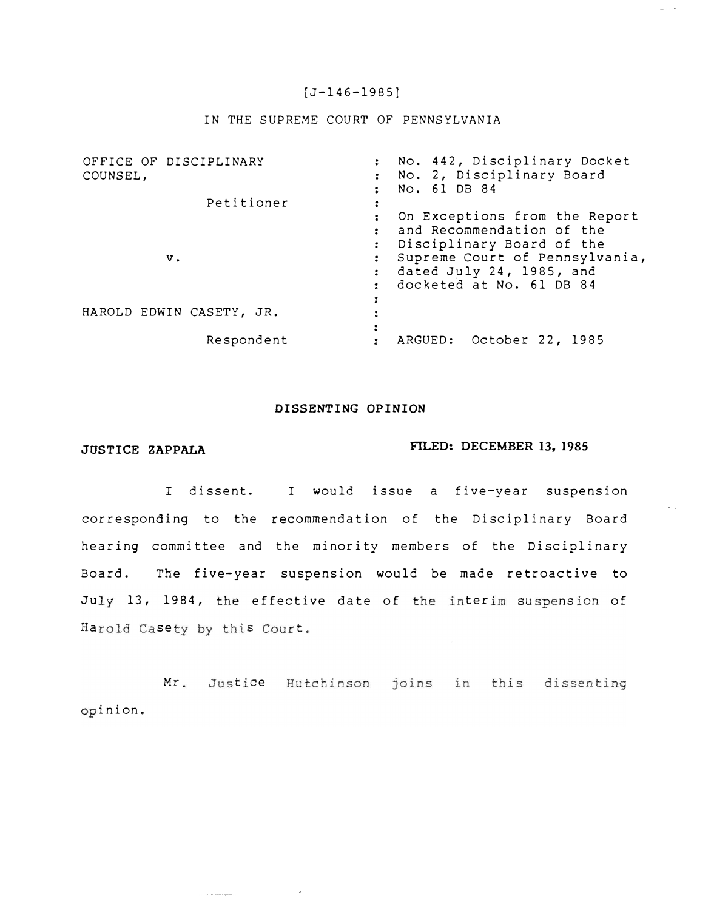[J-146-1985]

IN THE SUPREME COURT OF PENNSYLVANIA

| | | |
|---|---|---|
| OFFICE OF DISCIPLINARY COUNSEL, | : | No. 442, Disciplinary Docket No. 2, Disciplinary Board No. 61 DB 84 |
| Petitioner | : | |
| | : | On Exceptions from the Report and Recommendation of the Disciplinary Board of the Supreme Court of Pennsylvania, dated July 24, 1985, and docketed at No. 61 DB 84 |
| v. | : | |
| HAROLD EDWIN CASETY, JR. | : | |
| Respondent | : | ARGUED: October 22, 1985 |

## DISSENTING OPINION

**JUSTICE ZAPPALA** **FILED: DECEMBER 13, 1985**

I dissent. I would issue a five-year suspension corresponding to the recommendation of the Disciplinary Board hearing committee and the minority members of the Disciplinary Board. The five-year suspension would be made retroactive to July 13, 1984, the effective date of the interim suspension of Harold Casety by this Court.

Mr. Justice Hutchinson joins in this dissenting opinion.